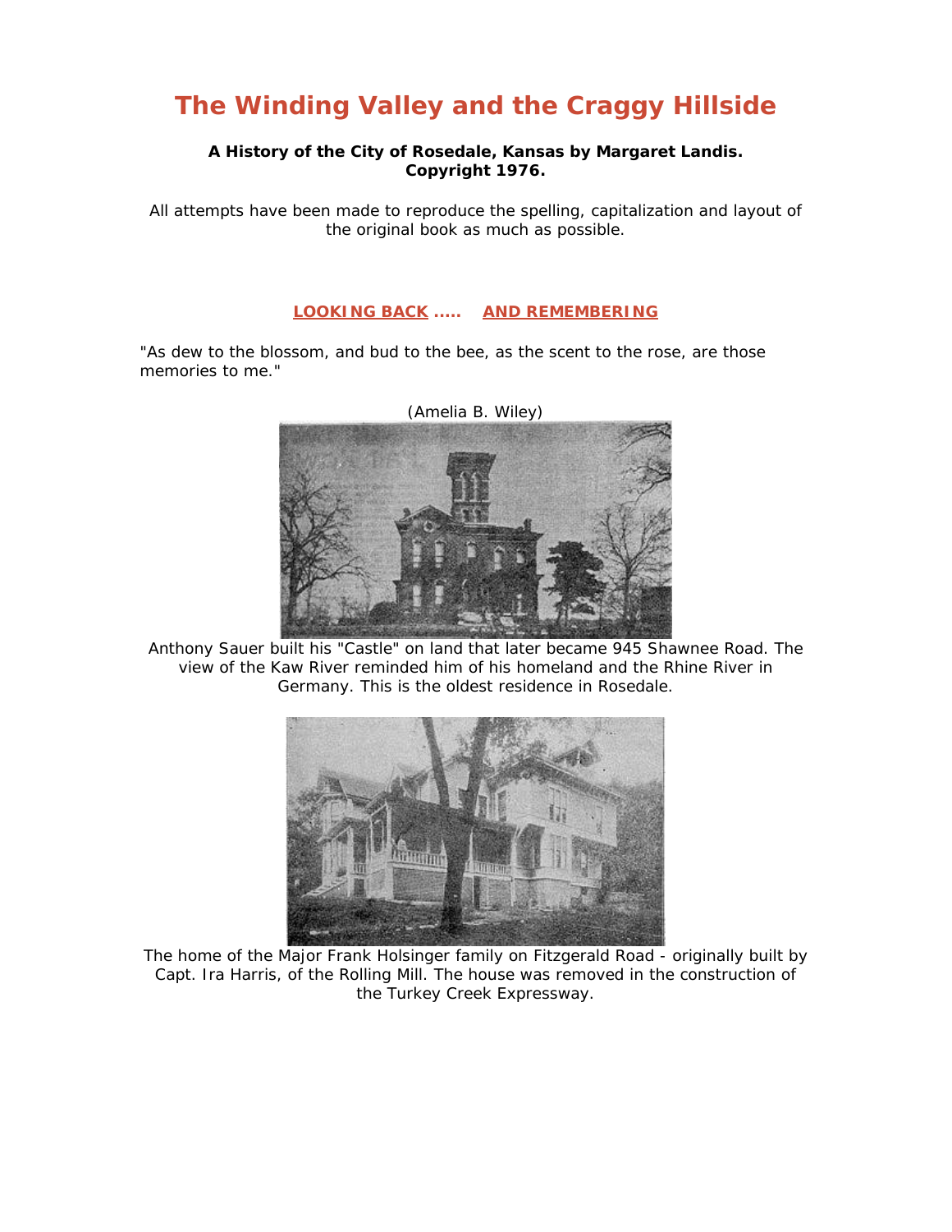# The Winding Valley and the Craggy Hillside

**A History of the City of Rosedale, Kansas by Margaret Landis.**
**Copyright 1976.**

All attempts have been made to reproduce the spelling, capitalization and layout of the original book as much as possible.

## LOOKING BACK ..... AND REMEMBERING

"As dew to the blossom, and bud to the bee, as the scent to the rose, are those memories to me."

(Amelia B. Wiley)

Anthony Sauer built his "Castle" on land that later became 945 Shawnee Road. The view of the Kaw River reminded him of his homeland and the Rhine River in Germany. This is the oldest residence in Rosedale.

The home of the Major Frank Holsinger family on Fitzgerald Road - originally built by Capt. Ira Harris, of the Rolling Mill. The house was removed in the construction of the Turkey Creek Expressway.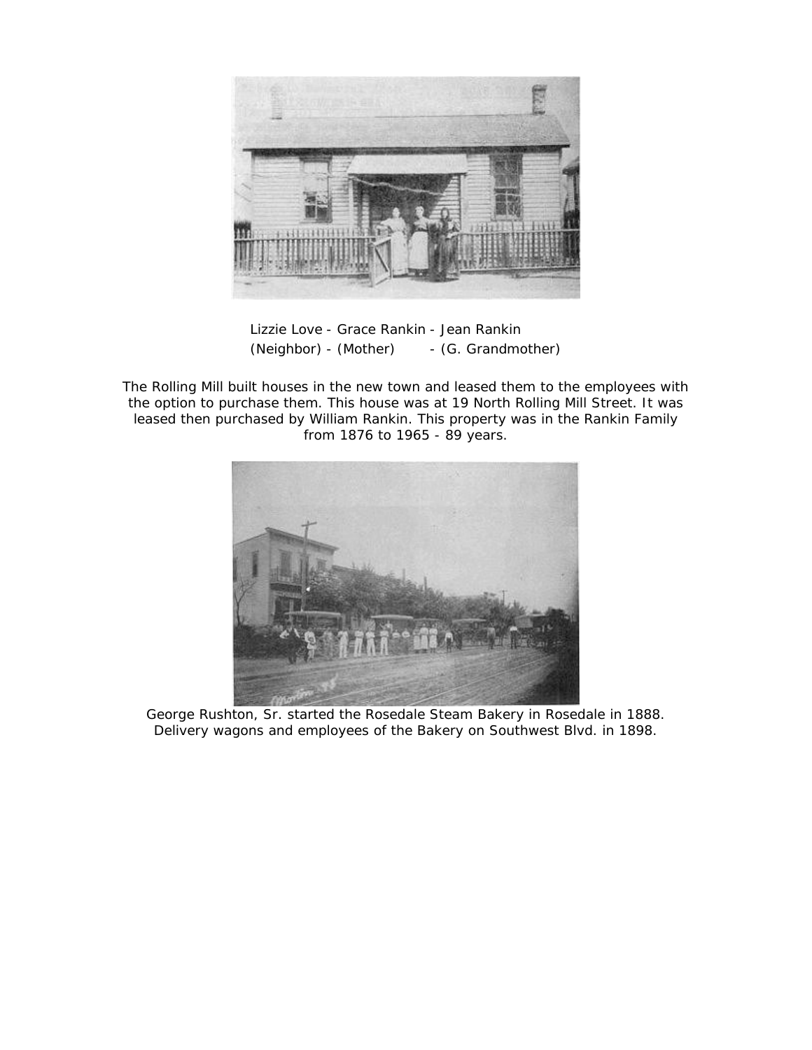Lizzie Love - Grace Rankin - Jean Rankin
(Neighbor) - (Mother) - (G. Grandmother)

The Rolling Mill built houses in the new town and leased them to the employees with the option to purchase them. This house was at 19 North Rolling Mill Street. It was leased then purchased by William Rankin. This property was in the Rankin Family from 1876 to 1965 - 89 years.

George Rushton, Sr. started the Rosedale Steam Bakery in Rosedale in 1888. Delivery wagons and employees of the Bakery on Southwest Blvd. in 1898.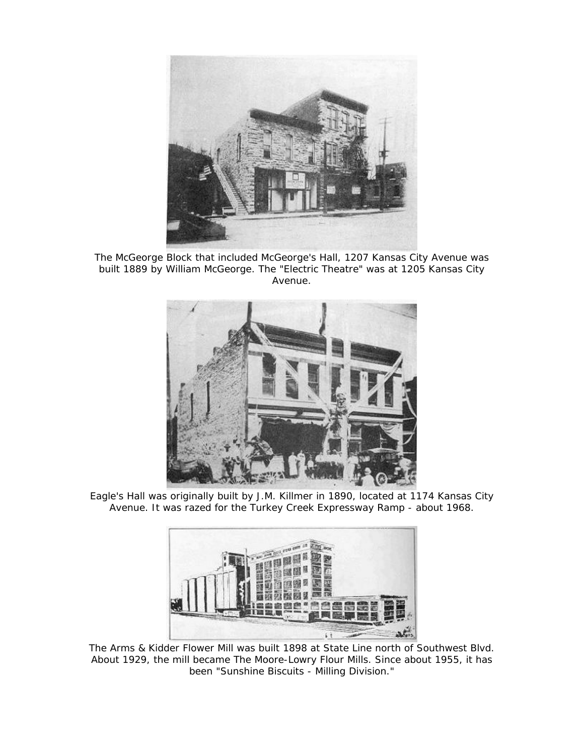The McGeorge Block that included McGeorge's Hall, 1207 Kansas City Avenue was built 1889 by William McGeorge. The "Electric Theatre" was at 1205 Kansas City Avenue.

Eagle's Hall was originally built by J.M. Killmer in 1890, located at 1174 Kansas City Avenue. It was razed for the Turkey Creek Expressway Ramp - about 1968.

The Arms & Kidder Flower Mill was built 1898 at State Line north of Southwest Blvd. About 1929, the mill became The Moore-Lowry Flour Mills. Since about 1955, it has been "Sunshine Biscuits - Milling Division."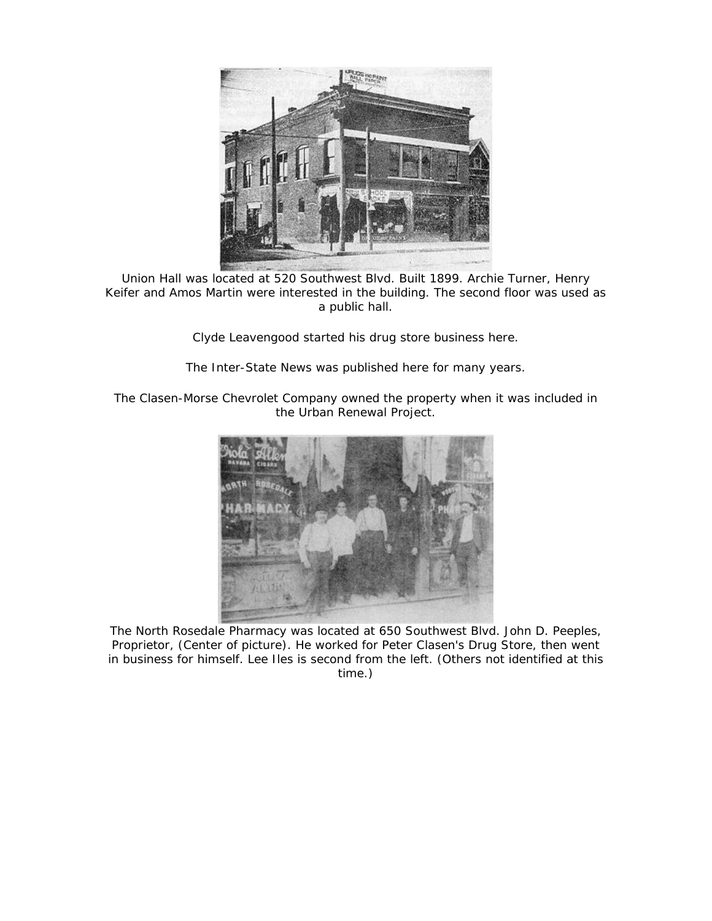Union Hall was located at 520 Southwest Blvd. Built 1899. Archie Turner, Henry Keifer and Amos Martin were interested in the building. The second floor was used as a public hall.

Clyde Leavengood started his drug store business here.

The Inter-State News was published here for many years.

The Clasen-Morse Chevrolet Company owned the property when it was included in the Urban Renewal Project.

The North Rosedale Pharmacy was located at 650 Southwest Blvd. John D. Peeples, Proprietor, (Center of picture). He worked for Peter Clasen's Drug Store, then went in business for himself. Lee Iles is second from the left. (Others not identified at this time.)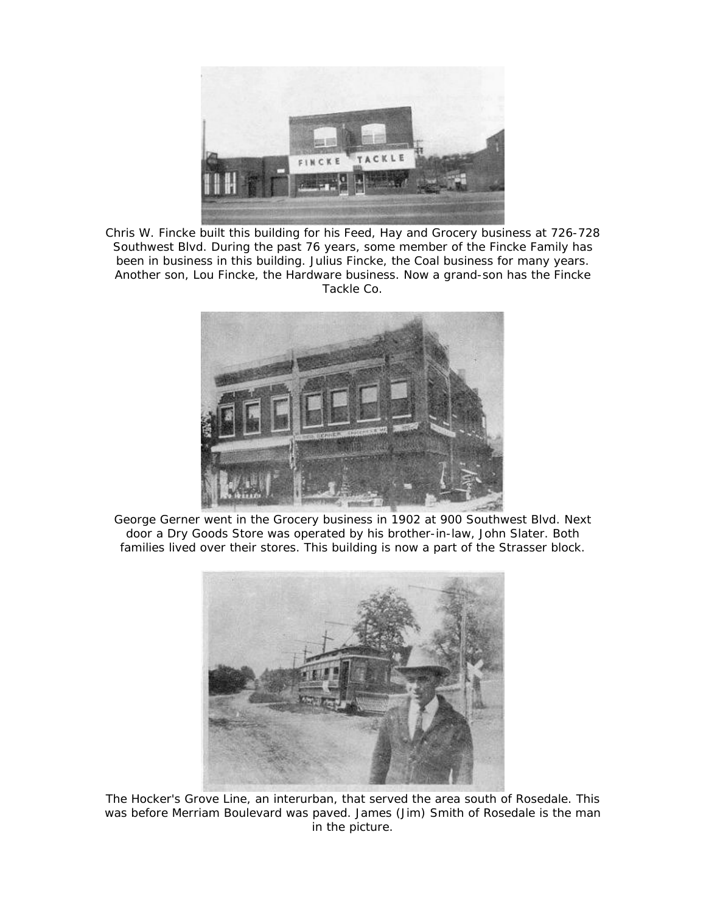Chris W. Fincke built this building for his Feed, Hay and Grocery business at 726-728 Southwest Blvd. During the past 76 years, some member of the Fincke Family has been in business in this building. Julius Fincke, the Coal business for many years. Another son, Lou Fincke, the Hardware business. Now a grand-son has the Fincke Tackle Co.

George Gerner went in the Grocery business in 1902 at 900 Southwest Blvd. Next door a Dry Goods Store was operated by his brother-in-law, John Slater. Both families lived over their stores. This building is now a part of the Strasser block.

The Hocker's Grove Line, an interurban, that served the area south of Rosedale. This was before Merriam Boulevard was paved. James (Jim) Smith of Rosedale is the man in the picture.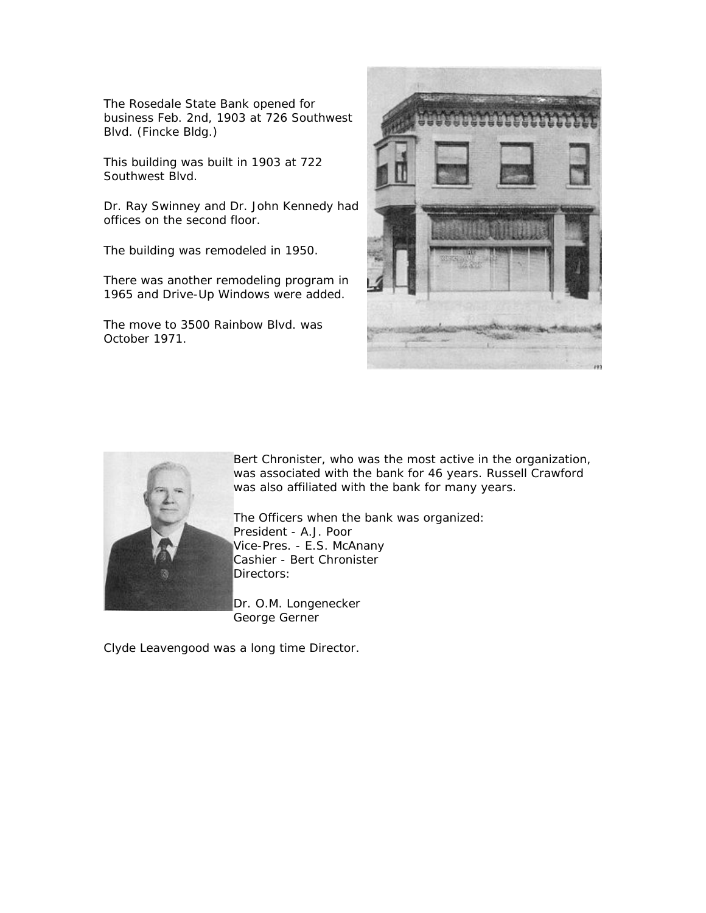The Rosedale State Bank opened for business Feb. 2nd, 1903 at 726 Southwest Blvd. (Fincke Bldg.)

This building was built in 1903 at 722 Southwest Blvd.

Dr. Ray Swinney and Dr. John Kennedy had offices on the second floor.

The building was remodeled in 1950.

There was another remodeling program in 1965 and Drive-Up Windows were added.

The move to 3500 Rainbow Blvd. was October 1971.

Bert Chronister, who was the most active in the organization, was associated with the bank for 46 years. Russell Crawford was also affiliated with the bank for many years.

The Officers when the bank was organized:
President - A.J. Poor
Vice-Pres. - E.S. McAnany
Cashier - Bert Chronister
Directors:

Dr. O.M. Longenecker
George Gerner

Clyde Leavengood was a long time Director.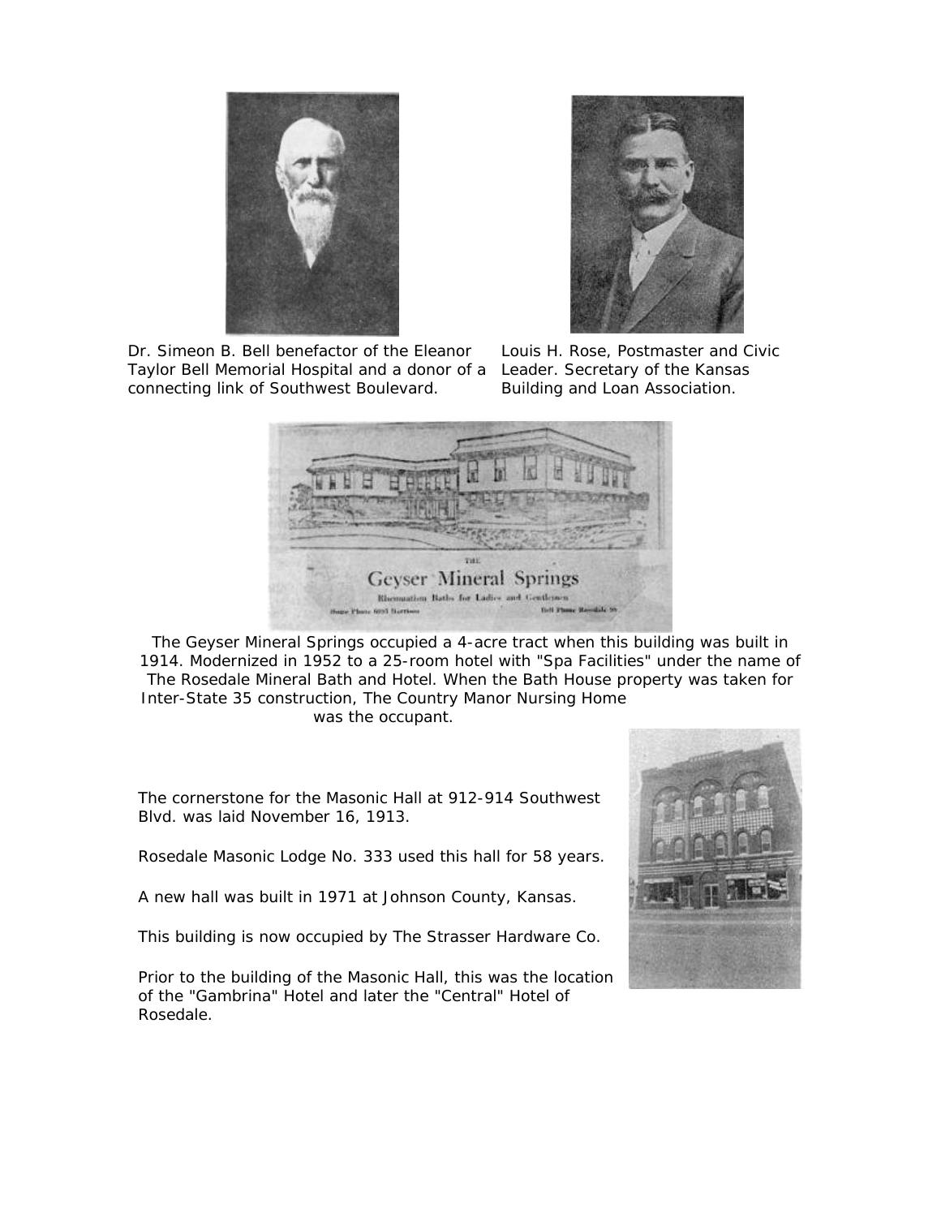Dr. Simeon B. Bell benefactor of the Eleanor Taylor Bell Memorial Hospital and a donor of a connecting link of Southwest Boulevard.

Louis H. Rose, Postmaster and Civic Leader. Secretary of the Kansas Building and Loan Association.

The Geyser Mineral Springs occupied a 4-acre tract when this building was built in 1914. Modernized in 1952 to a 25-room hotel with "Spa Facilities" under the name of The Rosedale Mineral Bath and Hotel. When the Bath House property was taken for Inter-State 35 construction, The Country Manor Nursing Home was the occupant.

The cornerstone for the Masonic Hall at 912-914 Southwest Blvd. was laid November 16, 1913.

Rosedale Masonic Lodge No. 333 used this hall for 58 years.

A new hall was built in 1971 at Johnson County, Kansas.

This building is now occupied by The Strasser Hardware Co.

Prior to the building of the Masonic Hall, this was the location of the "Gambrina" Hotel and later the "Central" Hotel of Rosedale.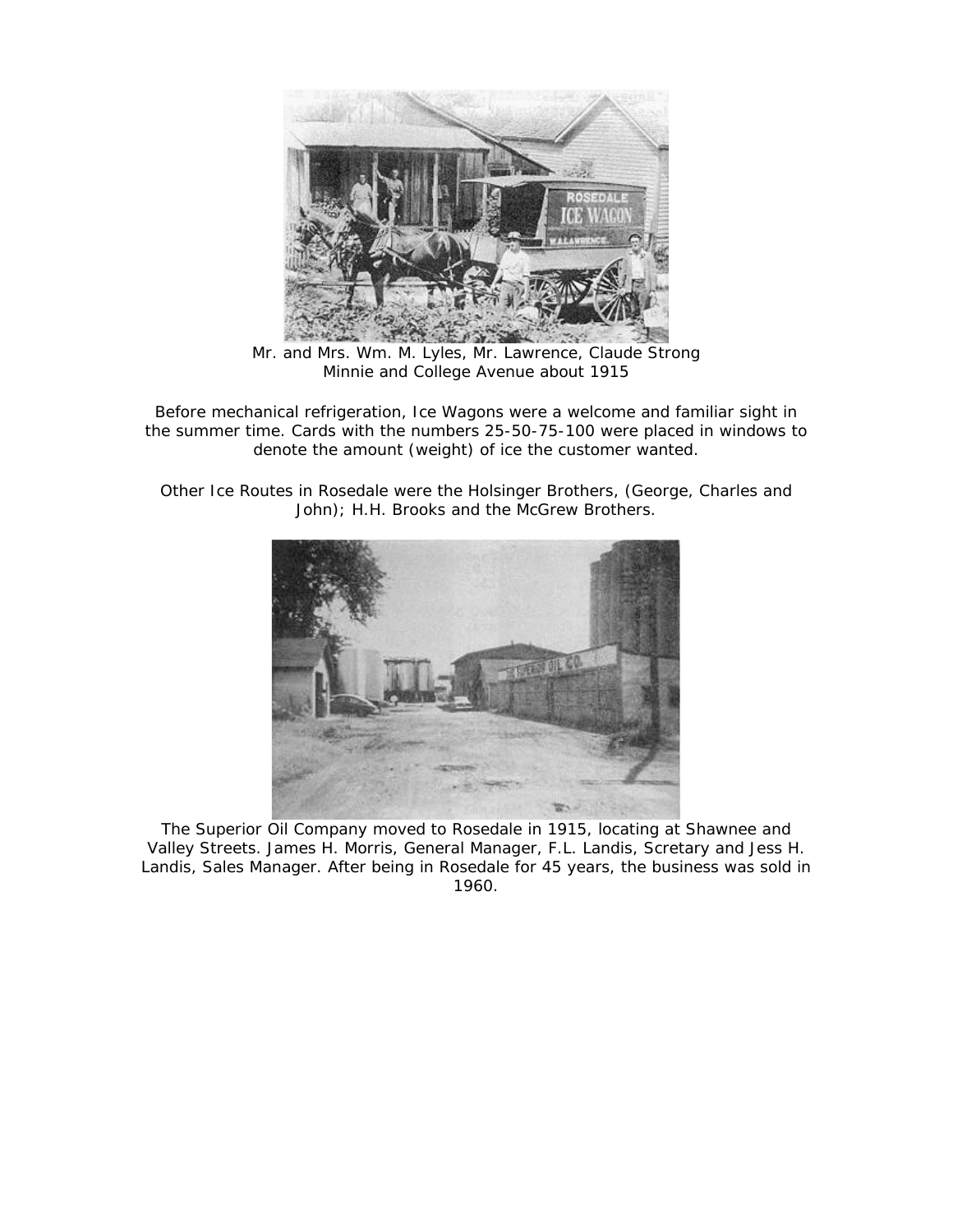Mr. and Mrs. Wm. M. Lyles, Mr. Lawrence, Claude Strong
Minnie and College Avenue about 1915

Before mechanical refrigeration, Ice Wagons were a welcome and familiar sight in the summer time. Cards with the numbers 25-50-75-100 were placed in windows to denote the amount (weight) of ice the customer wanted.

Other Ice Routes in Rosedale were the Holsinger Brothers, (George, Charles and John); H.H. Brooks and the McGrew Brothers.

The Superior Oil Company moved to Rosedale in 1915, locating at Shawnee and Valley Streets. James H. Morris, General Manager, F.L. Landis, Scretary and Jess H. Landis, Sales Manager. After being in Rosedale for 45 years, the business was sold in 1960.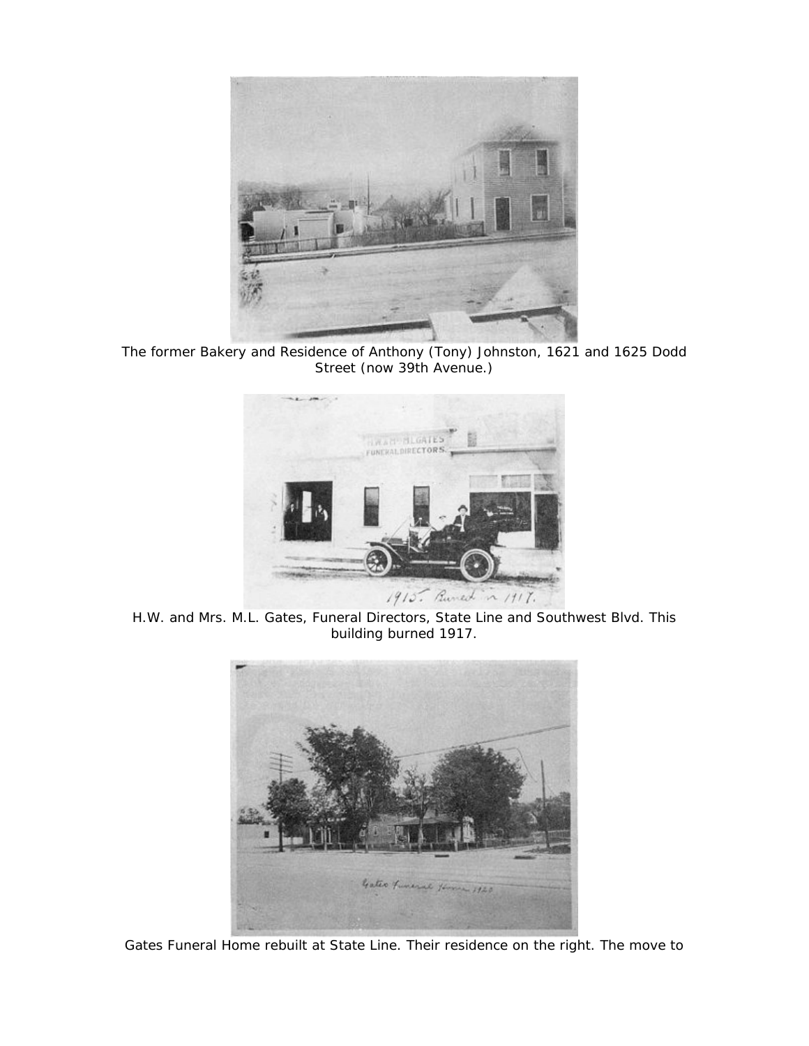The former Bakery and Residence of Anthony (Tony) Johnston, 1621 and 1625 Dodd Street (now 39th Avenue.)

H.W. and Mrs. M.L. Gates, Funeral Directors, State Line and Southwest Blvd. This building burned 1917.

Gates Funeral Home rebuilt at State Line. Their residence on the right. The move to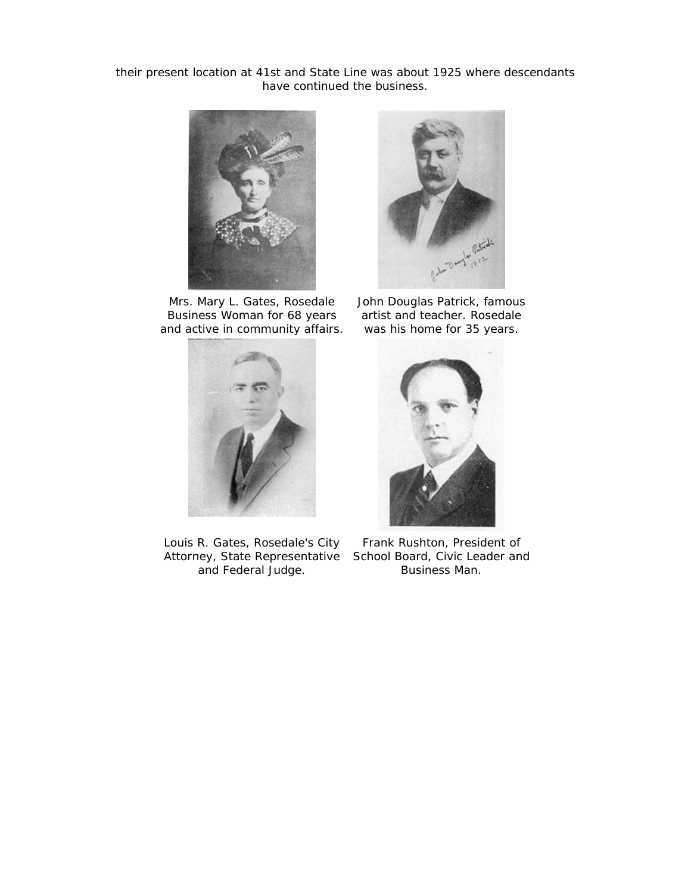their present location at 41st and State Line was about 1925 where descendants have continued the business.

Mrs. Mary L. Gates, Rosedale Business Woman for 68 years and active in community affairs.

John Douglas Patrick, famous artist and teacher. Rosedale was his home for 35 years.

Louis R. Gates, Rosedale's City Attorney, State Representative and Federal Judge.

Frank Rushton, President of School Board, Civic Leader and Business Man.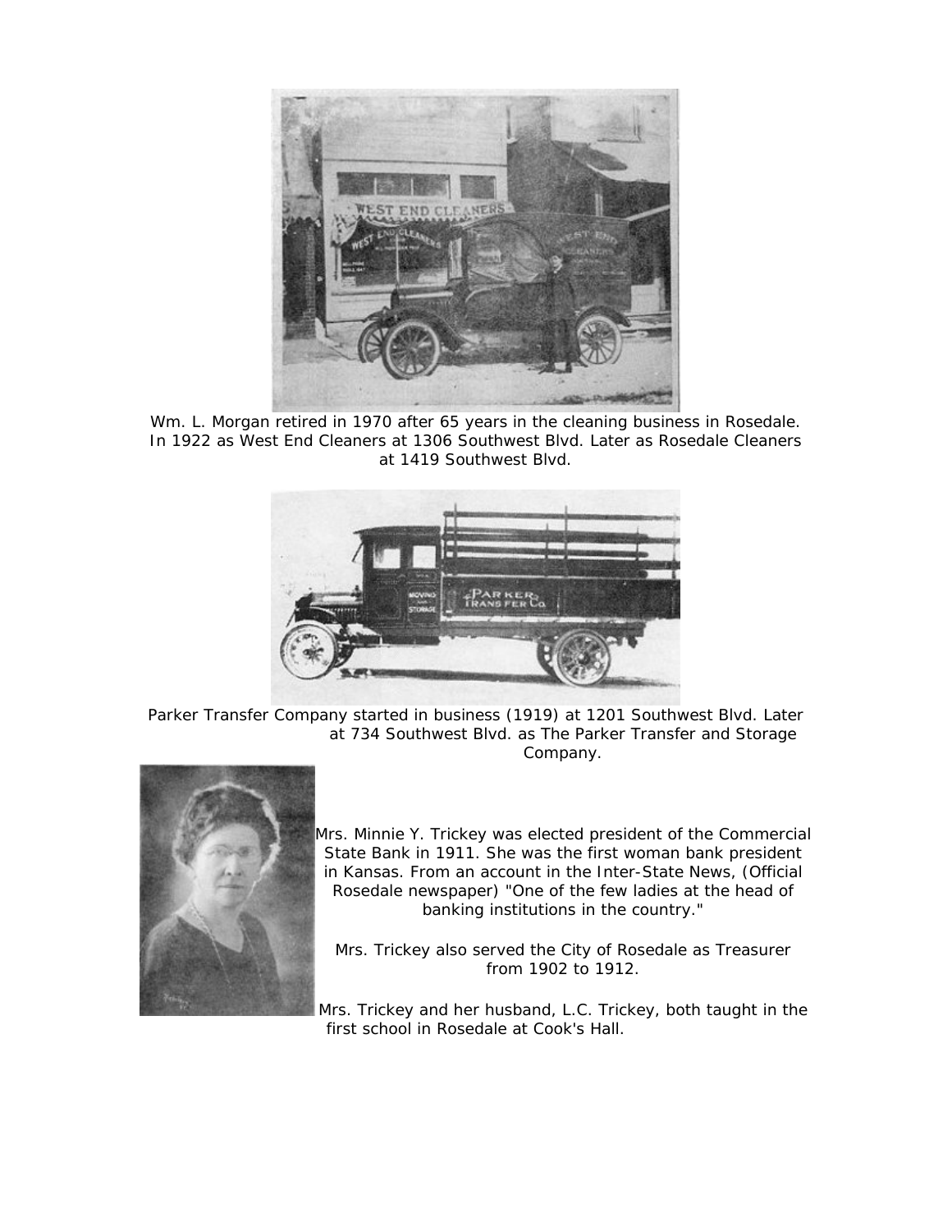Wm. L. Morgan retired in 1970 after 65 years in the cleaning business in Rosedale. In 1922 as West End Cleaners at 1306 Southwest Blvd. Later as Rosedale Cleaners at 1419 Southwest Blvd.

Parker Transfer Company started in business (1919) at 1201 Southwest Blvd. Later at 734 Southwest Blvd. as The Parker Transfer and Storage Company.

Mrs. Minnie Y. Trickey was elected president of the Commercial State Bank in 1911. She was the first woman bank president in Kansas. From an account in the Inter-State News, (Official Rosedale newspaper) "One of the few ladies at the head of banking institutions in the country."

Mrs. Trickey also served the City of Rosedale as Treasurer from 1902 to 1912.

Mrs. Trickey and her husband, L.C. Trickey, both taught in the first school in Rosedale at Cook's Hall.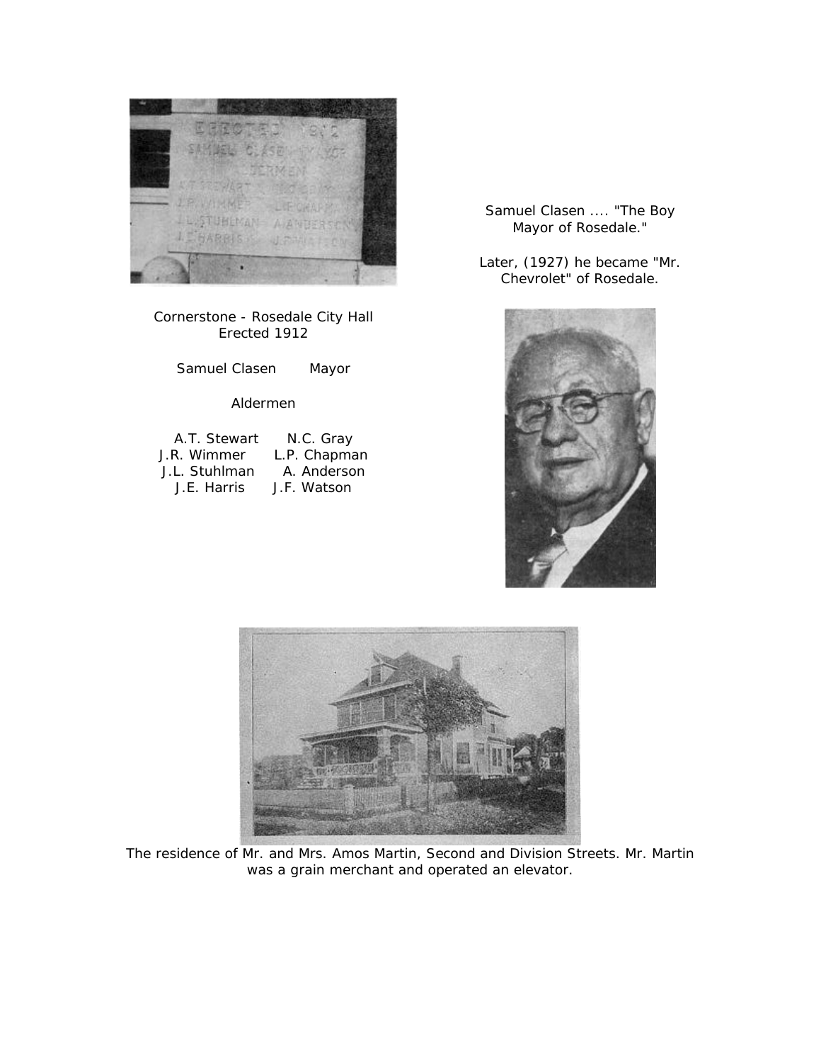Cornerstone - Rosedale City Hall
Erected 1912

Samuel Clasen Mayor

Aldermen

A.T. Stewart N.C. Gray
J.R. Wimmer L.P. Chapman
J.L. Stuhlman A. Anderson
J.E. Harris J.F. Watson

Samuel Clasen .... "The Boy Mayor of Rosedale."

Later, (1927) he became "Mr. Chevrolet" of Rosedale.

The residence of Mr. and Mrs. Amos Martin, Second and Division Streets. Mr. Martin was a grain merchant and operated an elevator.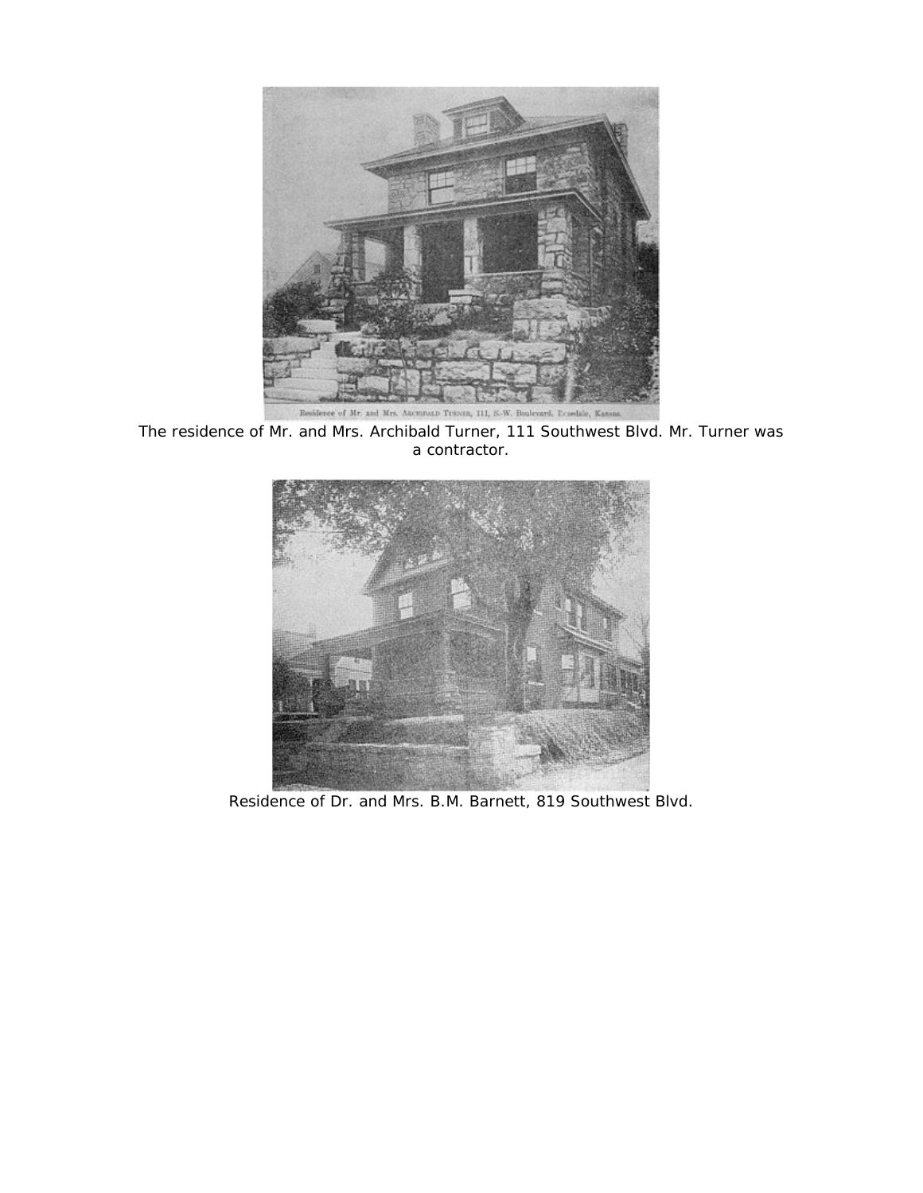Residence of Mr. and Mrs. ARCHIBALD TURNER, 111, S.-W. Boulevard, Rosedale, Kansas.

The residence of Mr. and Mrs. Archibald Turner, 111 Southwest Blvd. Mr. Turner was a contractor.

Residence of Dr. and Mrs. B.M. Barnett, 819 Southwest Blvd.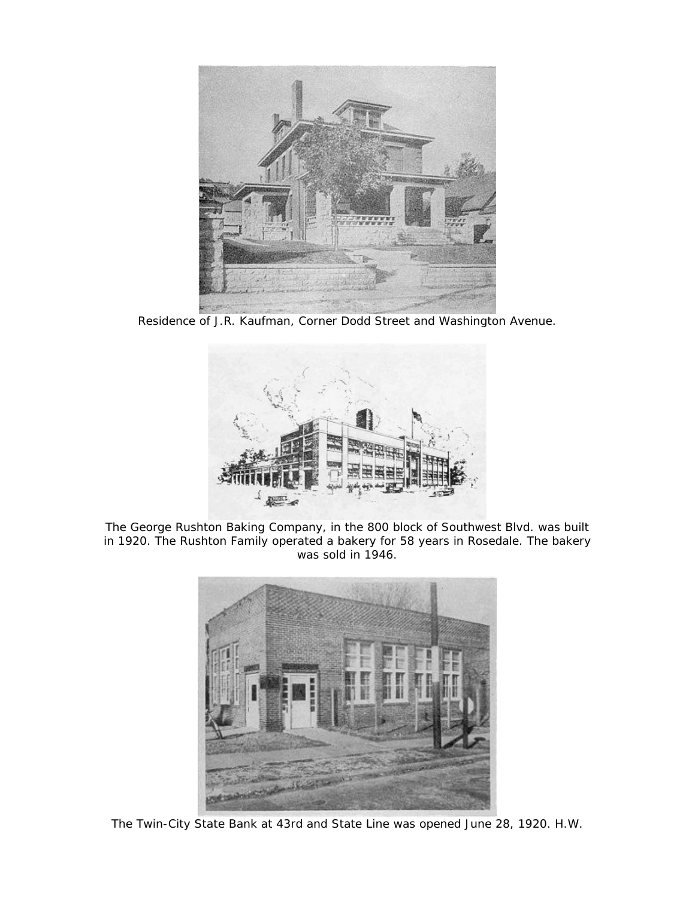Residence of J.R. Kaufman, Corner Dodd Street and Washington Avenue.

The George Rushton Baking Company, in the 800 block of Southwest Blvd. was built in 1920. The Rushton Family operated a bakery for 58 years in Rosedale. The bakery was sold in 1946.

The Twin-City State Bank at 43rd and State Line was opened June 28, 1920. H.W.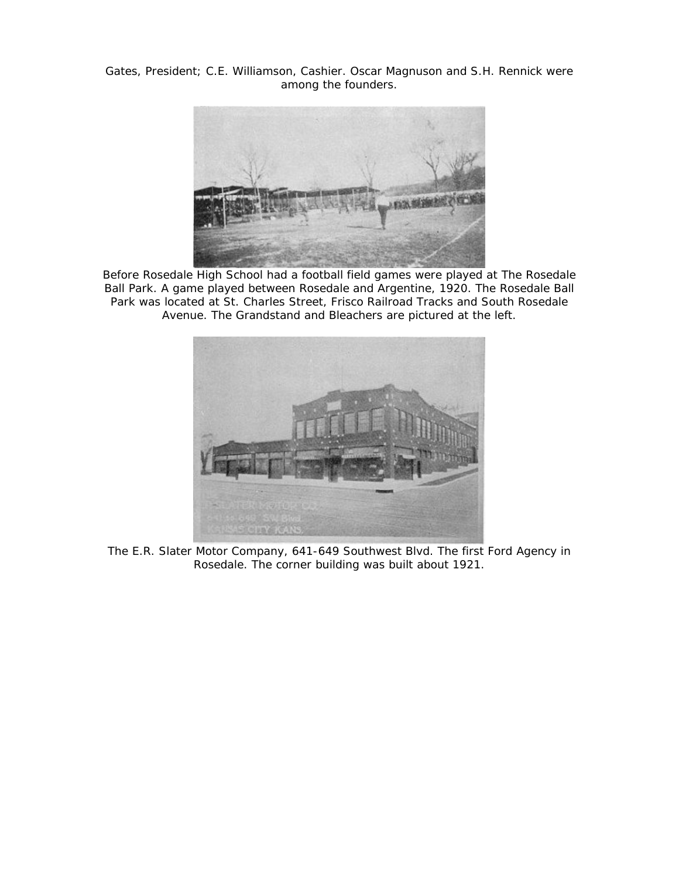Gates, President; C.E. Williamson, Cashier. Oscar Magnuson and S.H. Rennick were among the founders.

Before Rosedale High School had a football field games were played at The Rosedale Ball Park. A game played between Rosedale and Argentine, 1920. The Rosedale Ball Park was located at St. Charles Street, Frisco Railroad Tracks and South Rosedale Avenue. The Grandstand and Bleachers are pictured at the left.

The E.R. Slater Motor Company, 641-649 Southwest Blvd. The first Ford Agency in Rosedale. The corner building was built about 1921.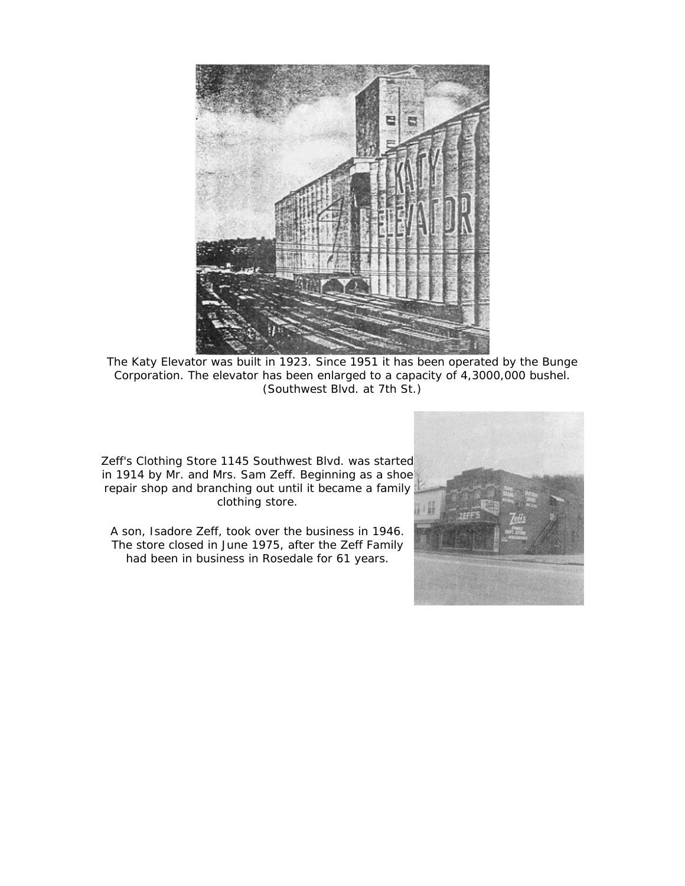The Katy Elevator was built in 1923. Since 1951 it has been operated by the Bunge Corporation. The elevator has been enlarged to a capacity of 4,3000,000 bushel. (Southwest Blvd. at 7th St.)

Zeff's Clothing Store 1145 Southwest Blvd. was started in 1914 by Mr. and Mrs. Sam Zeff. Beginning as a shoe repair shop and branching out until it became a family clothing store.

A son, Isadore Zeff, took over the business in 1946. The store closed in June 1975, after the Zeff Family had been in business in Rosedale for 61 years.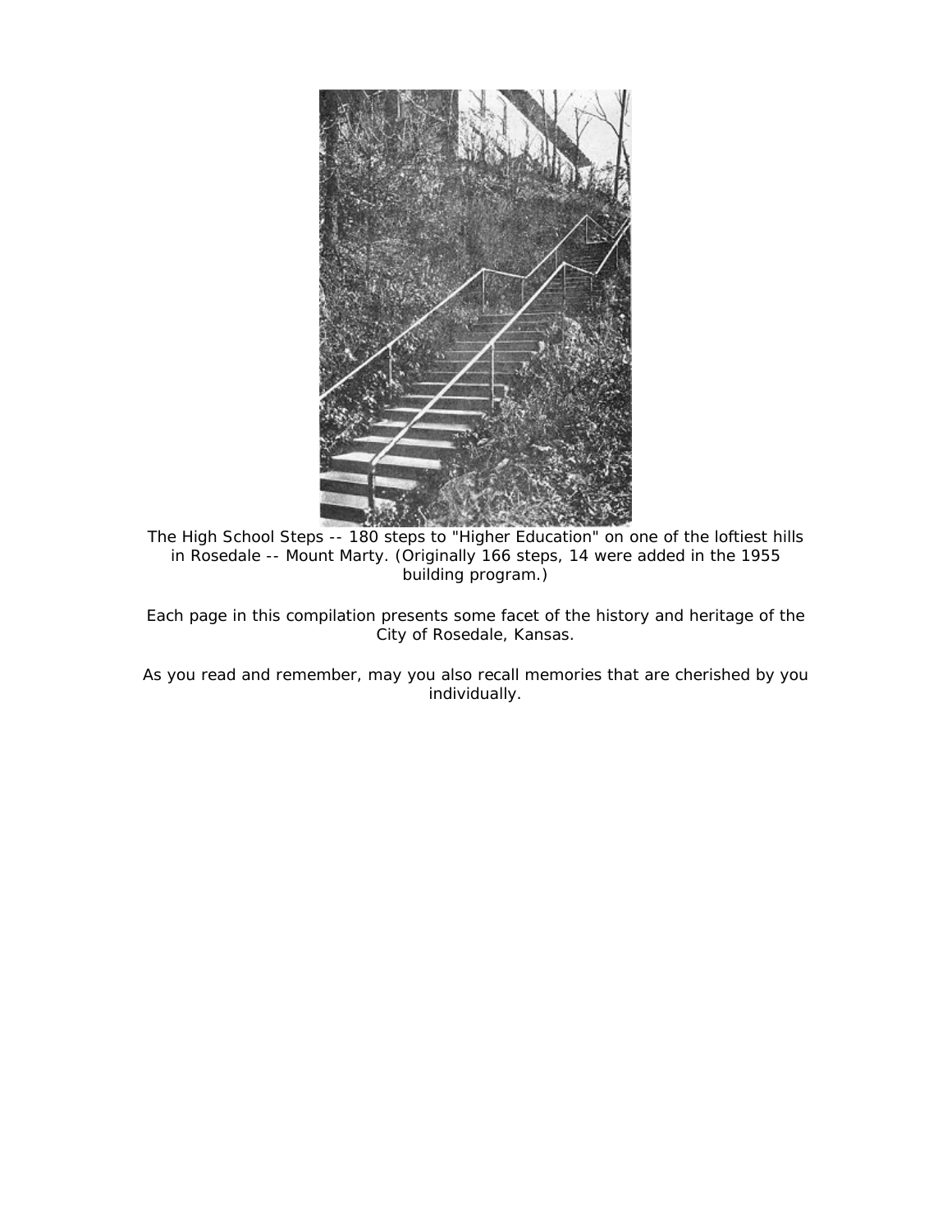The High School Steps -- 180 steps to "Higher Education" on one of the loftiest hills in Rosedale -- Mount Marty. (Originally 166 steps, 14 were added in the 1955 building program.)

Each page in this compilation presents some facet of the history and heritage of the City of Rosedale, Kansas.

As you read and remember, may you also recall memories that are cherished by you individually.